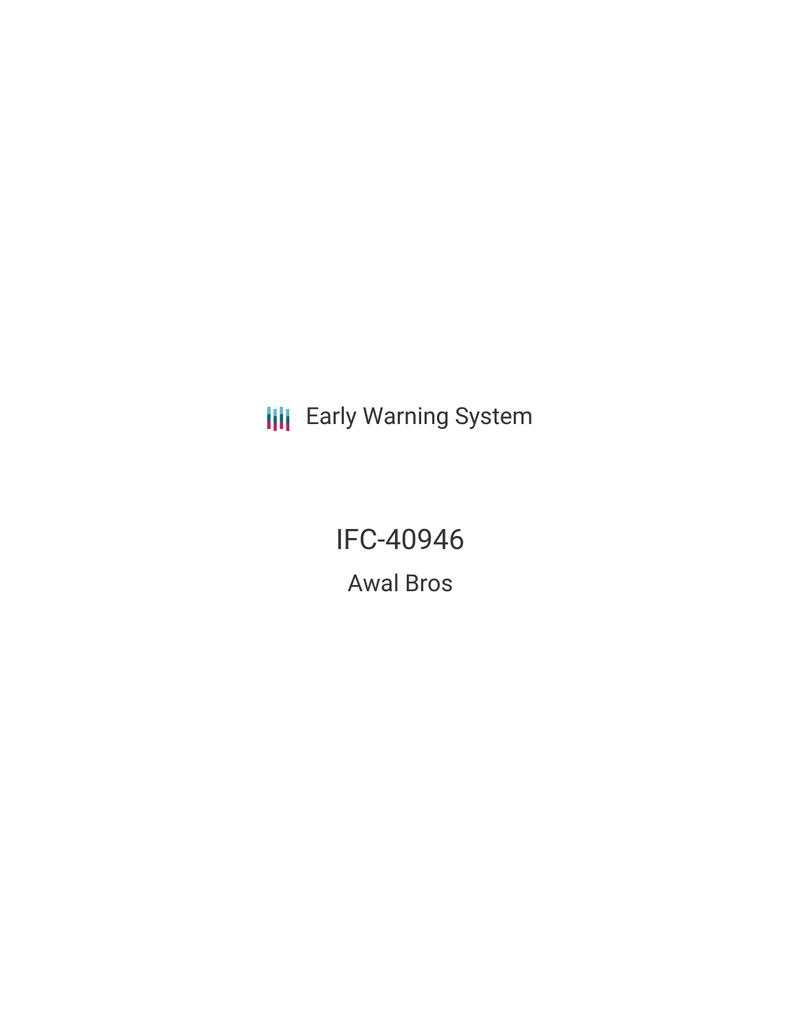Early Warning System

# IFC-40946

## Awal Bros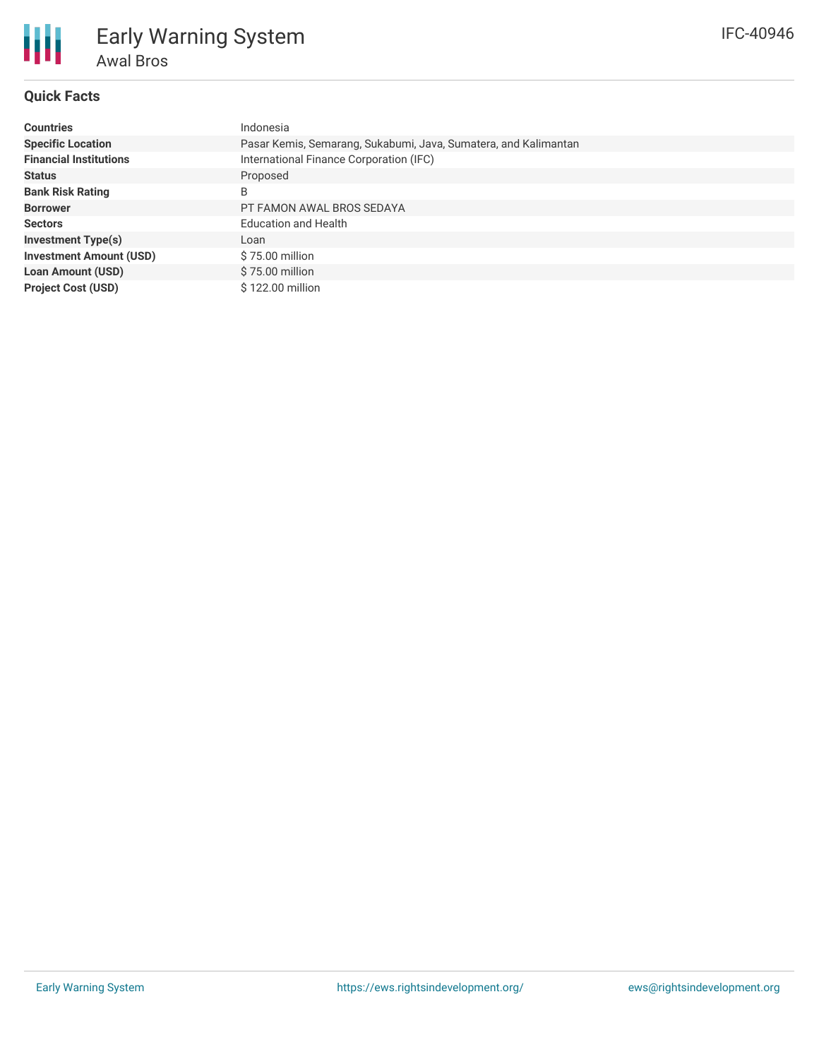# Early Warning System

## Awal Bros

IFC-40946

### Quick Facts

| | |
|---|---|
| **Countries** | Indonesia |
| **Specific Location** | Pasar Kemis, Semarang, Sukabumi, Java, Sumatera, and Kalimantan |
| **Financial Institutions** | International Finance Corporation (IFC) |
| **Status** | Proposed |
| **Bank Risk Rating** | B |
| **Borrower** | PT FAMON AWAL BROS SEDAYA |
| **Sectors** | Education and Health |
| **Investment Type(s)** | Loan |
| **Investment Amount (USD)** | $ 75.00 million |
| **Loan Amount (USD)** | $ 75.00 million |
| **Project Cost (USD)** | $ 122.00 million |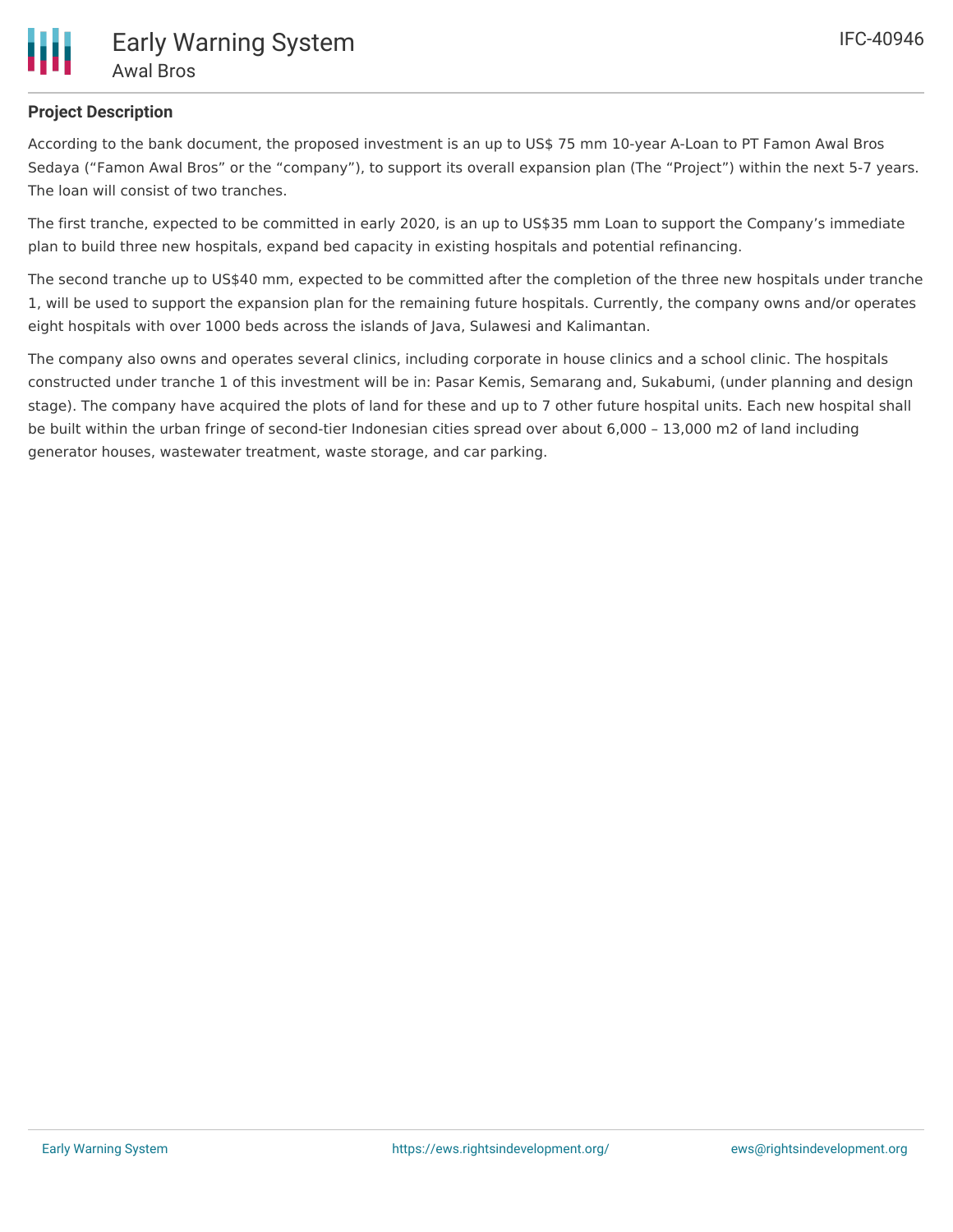## Project Description

According to the bank document, the proposed investment is an up to US$ 75 mm 10-year A-Loan to PT Famon Awal Bros Sedaya ("Famon Awal Bros" or the "company"), to support its overall expansion plan (The "Project") within the next 5-7 years. The loan will consist of two tranches.

The first tranche, expected to be committed in early 2020, is an up to US$35 mm Loan to support the Company's immediate plan to build three new hospitals, expand bed capacity in existing hospitals and potential refinancing.

The second tranche up to US$40 mm, expected to be committed after the completion of the three new hospitals under tranche 1, will be used to support the expansion plan for the remaining future hospitals. Currently, the company owns and/or operates eight hospitals with over 1000 beds across the islands of Java, Sulawesi and Kalimantan.

The company also owns and operates several clinics, including corporate in house clinics and a school clinic. The hospitals constructed under tranche 1 of this investment will be in: Pasar Kemis, Semarang and, Sukabumi, (under planning and design stage). The company have acquired the plots of land for these and up to 7 other future hospital units. Each new hospital shall be built within the urban fringe of second-tier Indonesian cities spread over about 6,000 – 13,000 m2 of land including generator houses, wastewater treatment, waste storage, and car parking.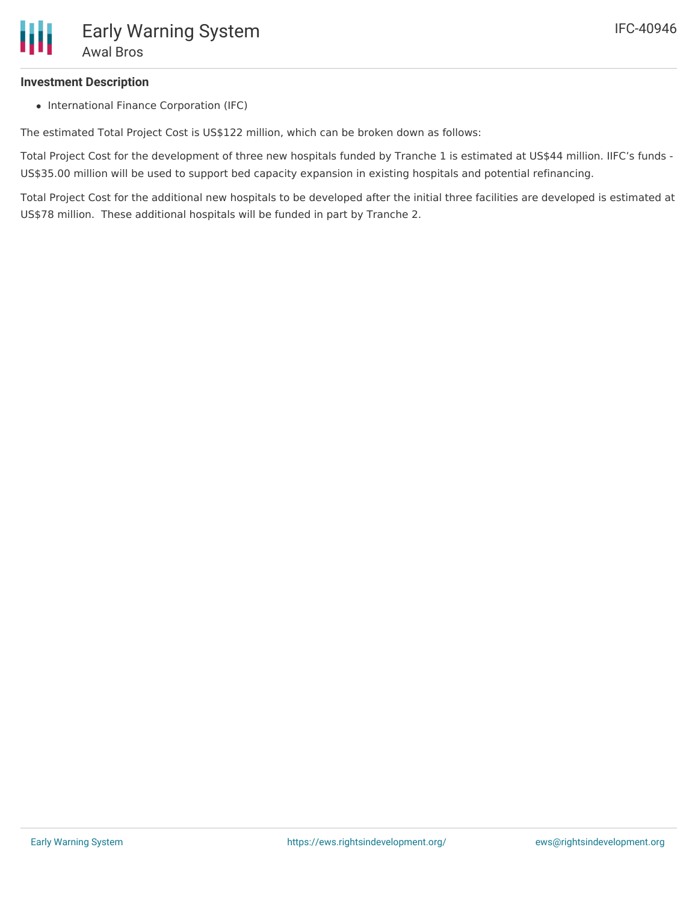**Investment Description**

- International Finance Corporation (IFC)

The estimated Total Project Cost is US$122 million, which can be broken down as follows:

Total Project Cost for the development of three new hospitals funded by Tranche 1 is estimated at US$44 million. IIFC's funds - US$35.00 million will be used to support bed capacity expansion in existing hospitals and potential refinancing.

Total Project Cost for the additional new hospitals to be developed after the initial three facilities are developed is estimated at US$78 million.  These additional hospitals will be funded in part by Tranche 2.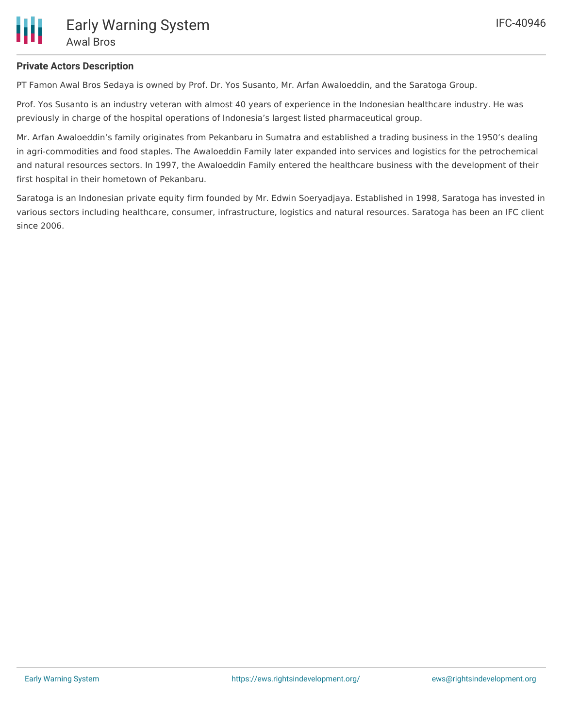**Private Actors Description**

PT Famon Awal Bros Sedaya is owned by Prof. Dr. Yos Susanto, Mr. Arfan Awaloeddin, and the Saratoga Group.

Prof. Yos Susanto is an industry veteran with almost 40 years of experience in the Indonesian healthcare industry. He was previously in charge of the hospital operations of Indonesia's largest listed pharmaceutical group.

Mr. Arfan Awaloeddin's family originates from Pekanbaru in Sumatra and established a trading business in the 1950's dealing in agri-commodities and food staples. The Awaloeddin Family later expanded into services and logistics for the petrochemical and natural resources sectors. In 1997, the Awaloeddin Family entered the healthcare business with the development of their first hospital in their hometown of Pekanbaru.

Saratoga is an Indonesian private equity firm founded by Mr. Edwin Soeryadjaya. Established in 1998, Saratoga has invested in various sectors including healthcare, consumer, infrastructure, logistics and natural resources. Saratoga has been an IFC client since 2006.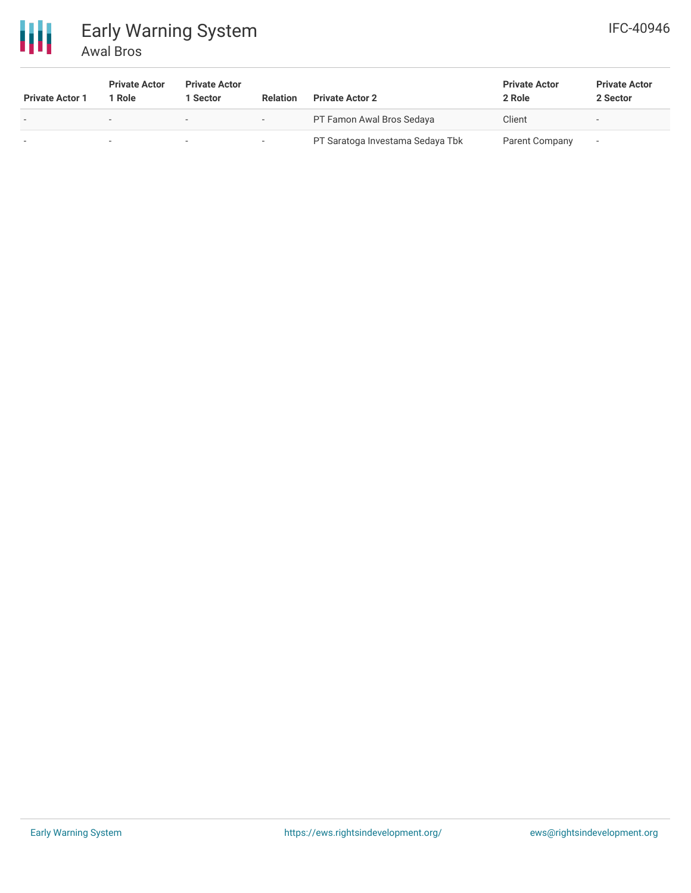# Early Warning System

## Awal Bros

IFC-40946

| Private Actor 1 | Private Actor 1 Role | Private Actor 1 Sector | Relation | Private Actor 2 | Private Actor 2 Role | Private Actor 2 Sector |
|---|---|---|---|---|---|---|
| - | - | - | - | PT Famon Awal Bros Sedaya | Client | - |
| - | - | - | - | PT Saratoga Investama Sedaya Tbk | Parent Company | - |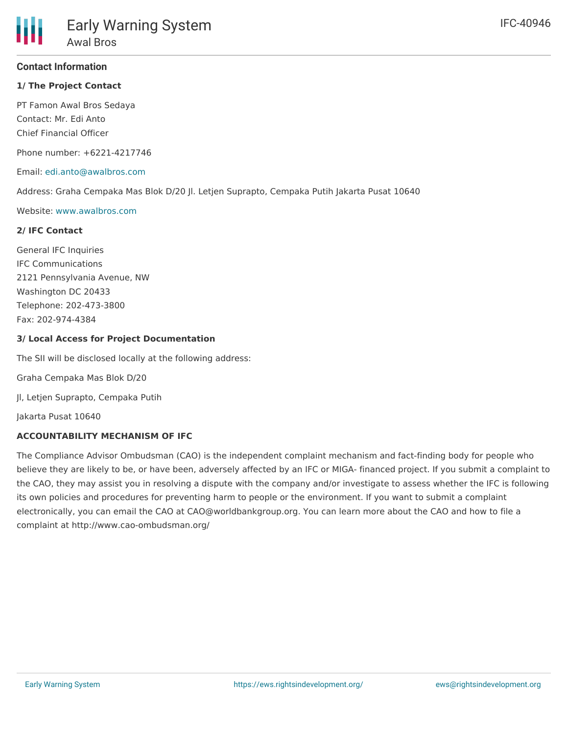### Contact Information

**1/ The Project Contact**

PT Famon Awal Bros Sedaya
Contact: Mr. Edi Anto
Chief Financial Officer

Phone number: +6221-4217746

Email: edi.anto@awalbros.com

Address: Graha Cempaka Mas Blok D/20 Jl. Letjen Suprapto, Cempaka Putih Jakarta Pusat 10640

Website: www.awalbros.com

**2/ IFC Contact**

General IFC Inquiries
IFC Communications
2121 Pennsylvania Avenue, NW
Washington DC 20433
Telephone: 202-473-3800
Fax: 202-974-4384

**3/ Local Access for Project Documentation**

The SII will be disclosed locally at the following address:

Graha Cempaka Mas Blok D/20

Jl, Letjen Suprapto, Cempaka Putih

Jakarta Pusat 10640

**ACCOUNTABILITY MECHANISM OF IFC**

The Compliance Advisor Ombudsman (CAO) is the independent complaint mechanism and fact-finding body for people who believe they are likely to be, or have been, adversely affected by an IFC or MIGA- financed project. If you submit a complaint to the CAO, they may assist you in resolving a dispute with the company and/or investigate to assess whether the IFC is following its own policies and procedures for preventing harm to people or the environment. If you want to submit a complaint electronically, you can email the CAO at CAO@worldbankgroup.org. You can learn more about the CAO and how to file a complaint at http://www.cao-ombudsman.org/